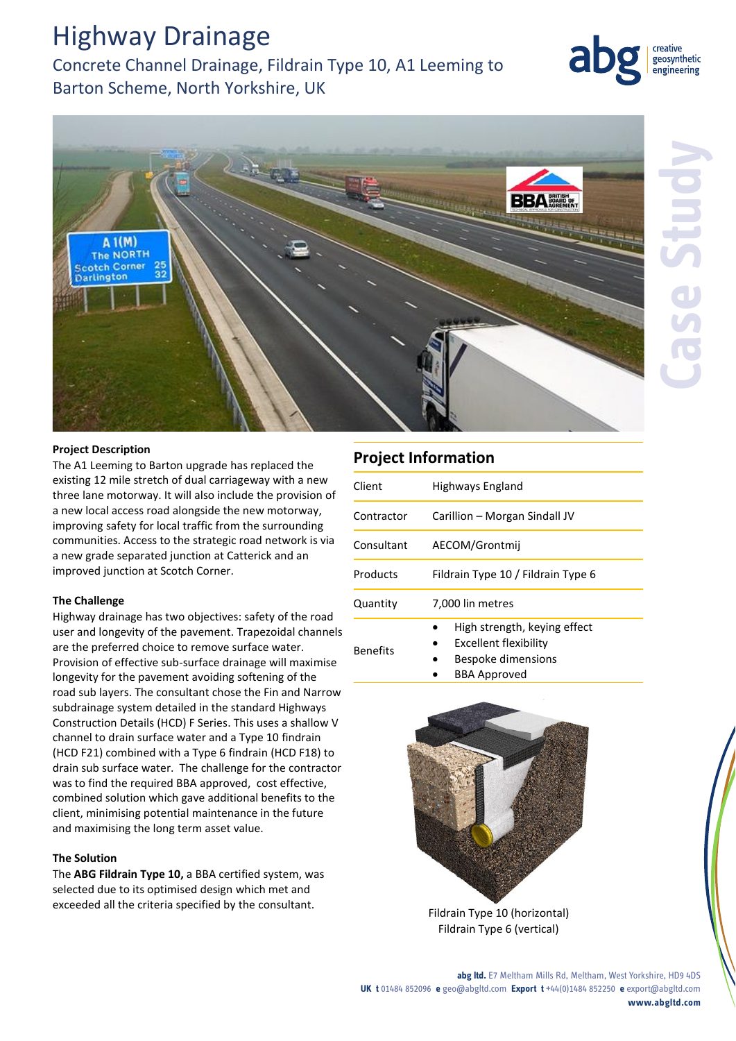# Highway Drainage

## Concrete Channel Drainage, Fildrain Type 10, A1 Leeming to Barton Scheme, North Yorkshire, UK

**Project Description**

The A1 Leeming to Barton upgrade has replaced the existing 12 mile stretch of dual carriageway with a new three lane motorway. It will also include the provision of a new local access road alongside the new motorway, improving safety for local traffic from the surrounding communities. Access to the strategic road network is via a new grade separated junction at Catterick and an improved junction at Scotch Corner.

**The Challenge**

Highway drainage has two objectives: safety of the road user and longevity of the pavement. Trapezoidal channels are the preferred choice to remove surface water. Provision of effective sub-surface drainage will maximise longevity for the pavement avoiding softening of the road sub layers. The consultant chose the Fin and Narrow subdrainage system detailed in the standard Highways Construction Details (HCD) F Series. This uses a shallow V channel to drain surface water and a Type 10 findrain (HCD F21) combined with a Type 6 findrain (HCD F18) to drain sub surface water. The challenge for the contractor was to find the required BBA approved, cost effective, combined solution which gave additional benefits to the client, minimising potential maintenance in the future and maximising the long term asset value.

**The Solution**

The **ABG Fildrain Type 10,** a BBA certified system, was selected due to its optimised design which met and exceeded all the criteria specified by the consultant.

## Project Information

| | |
|---|---|
| Client | Highways England |
| Contractor | Carillion – Morgan Sindall JV |
| Consultant | AECOM/Grontmij |
| Products | Fildrain Type 10 / Fildrain Type 6 |
| Quantity | 7,000 lin metres |
| Benefits | • High strength, keying effect<br>• Excellent flexibility<br>• Bespoke dimensions<br>• BBA Approved |

Fildrain Type 10 (horizontal)
Fildrain Type 6 (vertical)

**abg ltd.** E7 Meltham Mills Rd, Meltham, West Yorkshire, HD9 4DS
**UK t** 01484 852096 **e** geo@abgltd.com **Export t** +44(0)1484 852250 **e** export@abgltd.com
**www.abgltd.com**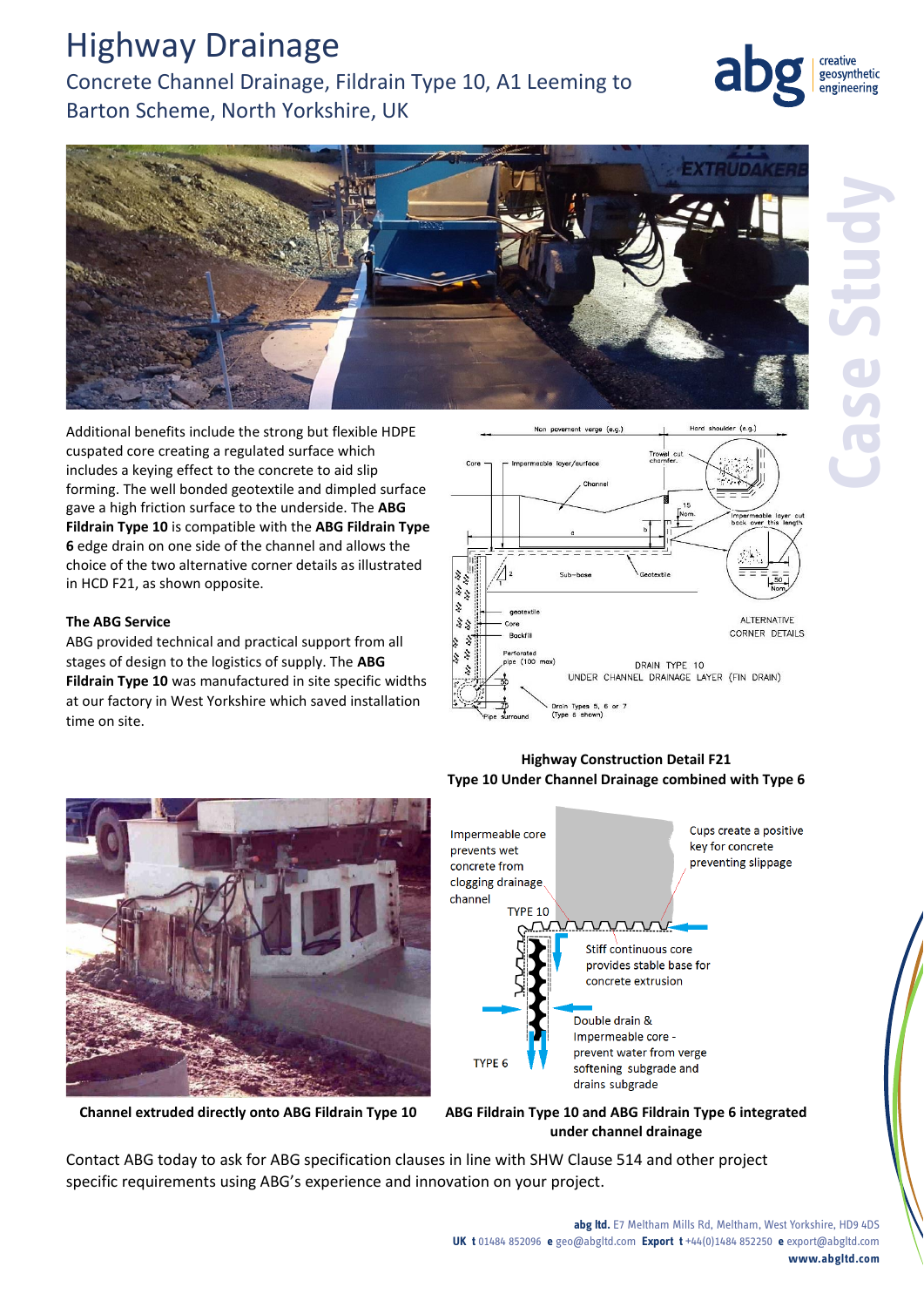# Highway Drainage

## Concrete Channel Drainage, Fildrain Type 10, A1 Leeming to Barton Scheme, North Yorkshire, UK

Additional benefits include the strong but flexible HDPE cuspated core creating a regulated surface which includes a keying effect to the concrete to aid slip forming. The well bonded geotextile and dimpled surface gave a high friction surface to the underside. The **ABG Fildrain Type 10** is compatible with the **ABG Fildrain Type 6** edge drain on one side of the channel and allows the choice of the two alternative corner details as illustrated in HCD F21, as shown opposite.

### The ABG Service

ABG provided technical and practical support from all stages of design to the logistics of supply. The **ABG Fildrain Type 10** was manufactured in site specific widths at our factory in West Yorkshire which saved installation time on site.

Non pavement verge (e.g.)
Hard shoulder (e.g.)
Core
Impermeable layer/surface
Trowel cut chamfer.
Channel
15 Nom.
Impermeable layer cut back over this length
a
b
Sub-base
Geotextile
50 Nom.
geotextile
Core
Backfill
Perforated pipe (100 max)
ALTERNATIVE CORNER DETAILS
DRAIN TYPE 10
UNDER CHANNEL DRAINAGE LAYER (FIN DRAIN)
Pipe surround
Drain Types 5, 6 or 7 (Type 6 shown)

**Highway Construction Detail F21**
**Type 10 Under Channel Drainage combined with Type 6**

**Channel extruded directly onto ABG Fildrain Type 10**

Impermeable core prevents wet concrete from clogging drainage channel
Cups create a positive key for concrete preventing slippage
TYPE 10
Stiff continuous core provides stable base for concrete extrusion
Double drain & Impermeable core - prevent water from verge softening subgrade and drains subgrade
TYPE 6

**ABG Fildrain Type 10 and ABG Fildrain Type 6 integrated under channel drainage**

Contact ABG today to ask for ABG specification clauses in line with SHW Clause 514 and other project specific requirements using ABG's experience and innovation on your project.

**abg ltd.** E7 Meltham Mills Rd, Meltham, West Yorkshire, HD9 4DS
**UK t** 01484 852096 **e** geo@abgltd.com **Export t** +44(0)1484 852250 **e** export@abgltd.com
**www.abgltd.com**